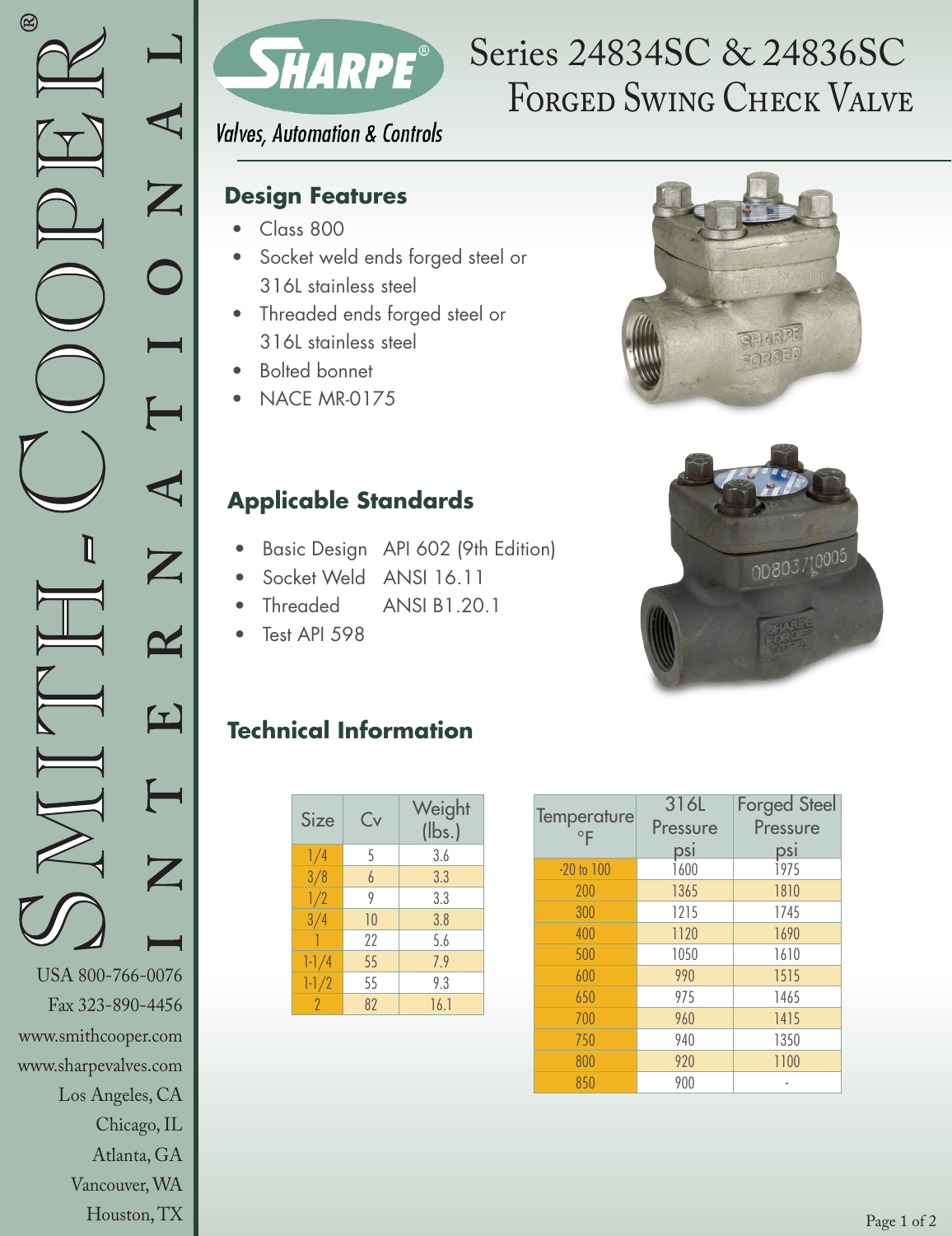# Series 24834SC & 24836SC Forged Swing Check Valve

SHARPE®

*Valves, Automation & Controls*

## Design Features

- Class 800
- Socket weld ends forged steel or 316L stainless steel
- Threaded ends forged steel or 316L stainless steel
- Bolted bonnet
- NACE MR-0175

## Applicable Standards

- Basic Design API 602 (9th Edition)
- Socket Weld ANSI 16.11
- Threaded ANSI B1.20.1
- Test API 598

## Technical Information

| Size | Cv | Weight (lbs.) |
|---|---|---|
| 1/4 | 5 | 3.6 |
| 3/8 | 6 | 3.3 |
| 1/2 | 9 | 3.3 |
| 3/4 | 10 | 3.8 |
| 1 | 22 | 5.6 |
| 1-1/4 | 55 | 7.9 |
| 1-1/2 | 55 | 9.3 |
| 2 | 82 | 16.1 |

| Temperature °F | 316L Pressure psi | Forged Steel Pressure psi |
|---|---|---|
| -20 to 100 | 1600 | 1975 |
| 200 | 1365 | 1810 |
| 300 | 1215 | 1745 |
| 400 | 1120 | 1690 |
| 500 | 1050 | 1610 |
| 600 | 990 | 1515 |
| 650 | 975 | 1465 |
| 700 | 960 | 1415 |
| 750 | 940 | 1350 |
| 800 | 920 | 1100 |
| 850 | 900 | - |

SMITH-COOPER® INTERNATIONAL

USA 800-766-0076
Fax 323-890-4456
www.smithcooper.com
www.sharpevalves.com
Los Angeles, CA
Chicago, IL
Atlanta, GA
Vancouver, WA
Houston, TX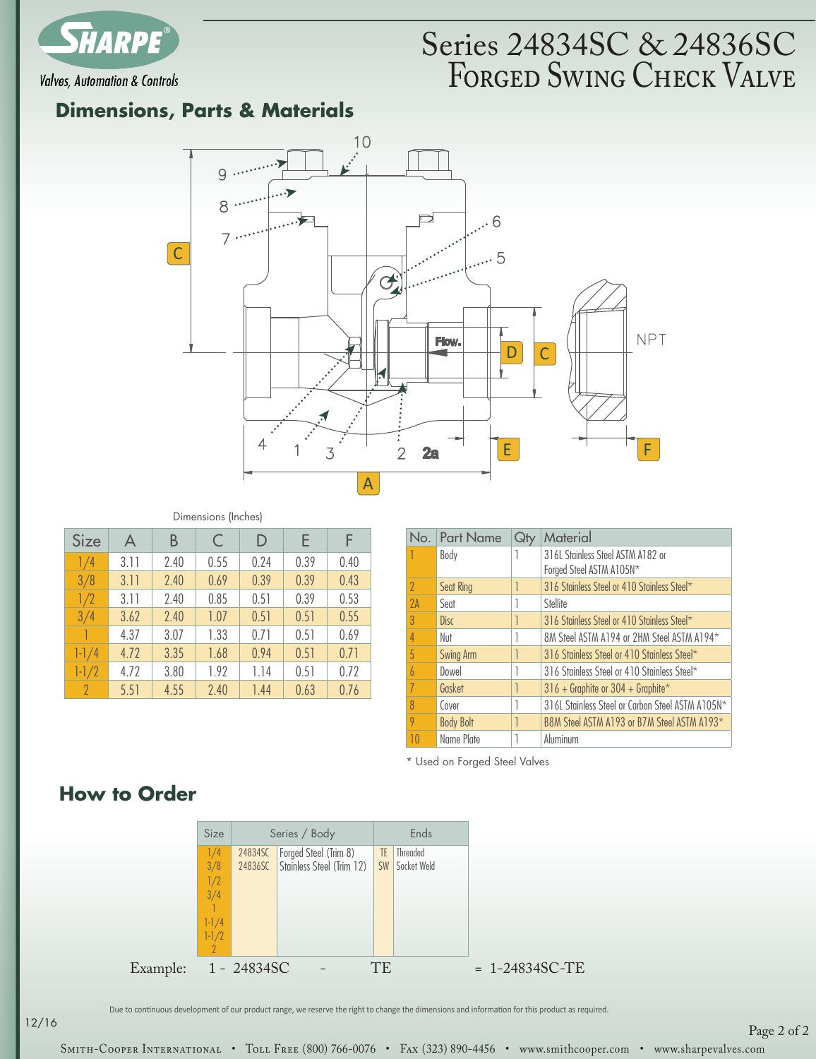# Series 24834SC & 24836SC Forged Swing Check Valve

## Dimensions, Parts & Materials

Flow.

NPT

Dimensions (Inches)

| Size | A | B | C | D | E | F |
|---|---|---|---|---|---|---|
| 1/4 | 3.11 | 2.40 | 0.55 | 0.24 | 0.39 | 0.40 |
| 3/8 | 3.11 | 2.40 | 0.69 | 0.39 | 0.39 | 0.43 |
| 1/2 | 3.11 | 2.40 | 0.85 | 0.51 | 0.39 | 0.53 |
| 3/4 | 3.62 | 2.40 | 1.07 | 0.51 | 0.51 | 0.55 |
| 1 | 4.37 | 3.07 | 1.33 | 0.71 | 0.51 | 0.69 |
| 1-1/4 | 4.72 | 3.35 | 1.68 | 0.94 | 0.51 | 0.71 |
| 1-1/2 | 4.72 | 3.80 | 1.92 | 1.14 | 0.51 | 0.72 |
| 2 | 5.51 | 4.55 | 2.40 | 1.44 | 0.63 | 0.76 |

| No. | Part Name | Qty | Material |
|---|---|---|---|
| 1 | Body | 1 | 316L Stainless Steel ASTM A182 or Forged Steel ASTM A105N* |
| 2 | Seat Ring | 1 | 316 Stainless Steel or 410 Stainless Steel* |
| 2A | Seat | 1 | Stellite |
| 3 | Disc | 1 | 316 Stainless Steel or 410 Stainless Steel* |
| 4 | Nut | 1 | 8M Steel ASTM A194 or 2HM Steel ASTM A194* |
| 5 | Swing Arm | 1 | 316 Stainless Steel or 410 Stainless Steel* |
| 6 | Dowel | 1 | 316 Stainless Steel or 410 Stainless Steel* |
| 7 | Gasket | 1 | 316 + Graphite or 304 + Graphite* |
| 8 | Cover | 1 | 316L Stainless Steel or Carbon Steel ASTM A105N* |
| 9 | Body Bolt | 1 | B8M Steel ASTM A193 or B7M Steel ASTM A193* |
| 10 | Name Plate | 1 | Aluminum |

\* Used on Forged Steel Valves

## How to Order

| Size | Series / Body | | Ends | |
|---|---|---|---|---|
| 1/4<br>3/8<br>1/2<br>3/4<br>1<br>1-1/4<br>1-1/2<br>2 | 24834SC<br>24836SC | Forged Steel (Trim 8)<br>Stainless Steel (Trim 12) | TE<br>SW | Threaded<br>Socket Weld |

Example: 1 - 24834SC - TE = 1-24834SC-TE

Due to continuous development of our product range, we reserve the right to change the dimensions and information for this product as required.

12/16

Smith-Cooper International • Toll Free (800) 766-0076 • Fax (323) 890-4456 • www.smithcooper.com • www.sharpevalves.com